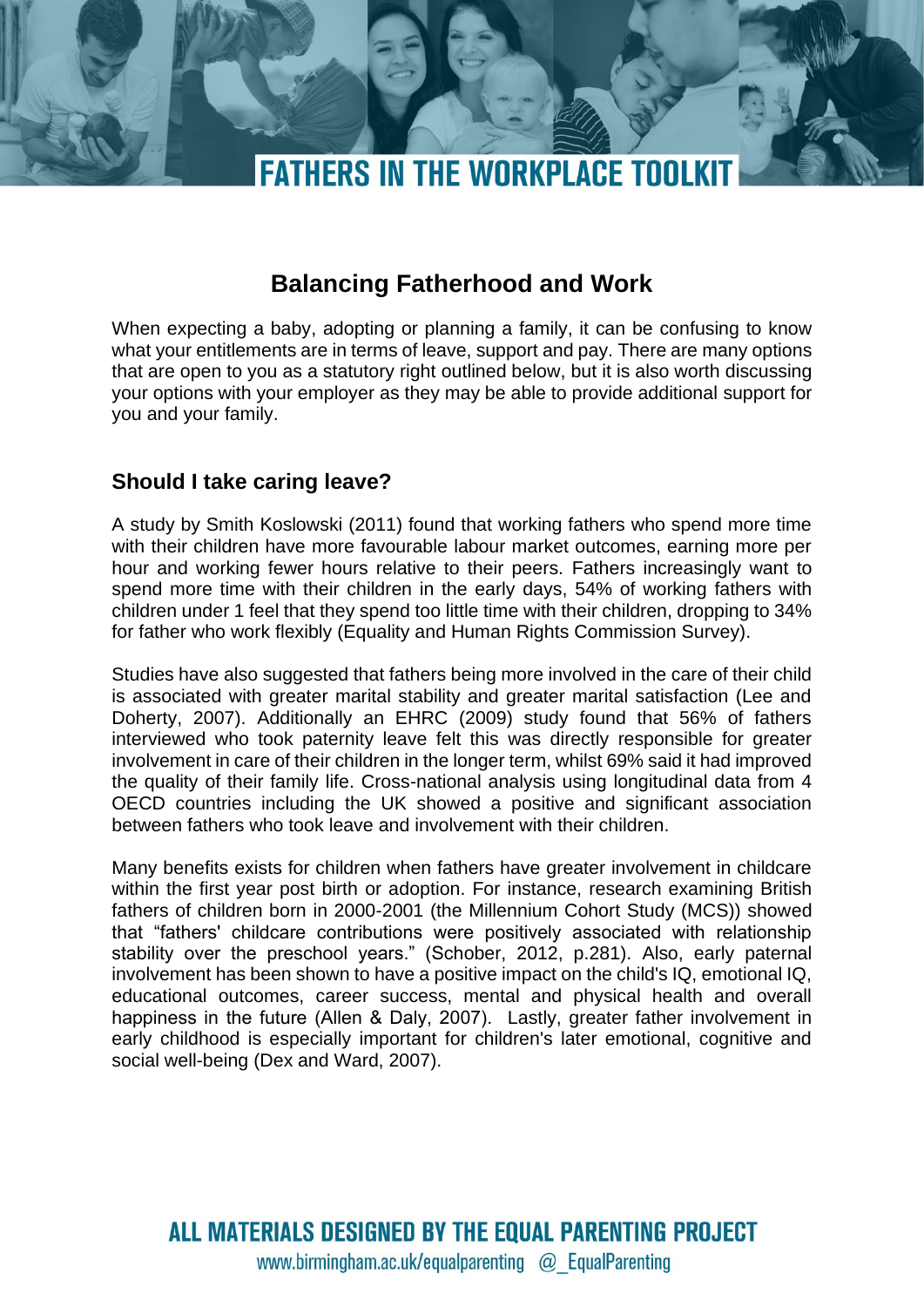# FATHERS IN THE WORKPLACE TOOLKIT

## Balancing Fatherhood and Work

When expecting a baby, adopting or planning a family, it can be confusing to know what your entitlements are in terms of leave, support and pay. There are many options that are open to you as a statutory right outlined below, but it is also worth discussing your options with your employer as they may be able to provide additional support for you and your family.

### Should I take caring leave?

A study by Smith Koslowski (2011) found that working fathers who spend more time with their children have more favourable labour market outcomes, earning more per hour and working fewer hours relative to their peers. Fathers increasingly want to spend more time with their children in the early days, 54% of working fathers with children under 1 feel that they spend too little time with their children, dropping to 34% for father who work flexibly (Equality and Human Rights Commission Survey).

Studies have also suggested that fathers being more involved in the care of their child is associated with greater marital stability and greater marital satisfaction (Lee and Doherty, 2007). Additionally an EHRC (2009) study found that 56% of fathers interviewed who took paternity leave felt this was directly responsible for greater involvement in care of their children in the longer term, whilst 69% said it had improved the quality of their family life. Cross-national analysis using longitudinal data from 4 OECD countries including the UK showed a positive and significant association between fathers who took leave and involvement with their children.

Many benefits exists for children when fathers have greater involvement in childcare within the first year post birth or adoption. For instance, research examining British fathers of children born in 2000-2001 (the Millennium Cohort Study (MCS)) showed that "fathers' childcare contributions were positively associated with relationship stability over the preschool years." (Schober, 2012, p.281). Also, early paternal involvement has been shown to have a positive impact on the child's IQ, emotional IQ, educational outcomes, career success, mental and physical health and overall happiness in the future (Allen & Daly, 2007). Lastly, greater father involvement in early childhood is especially important for children's later emotional, cognitive and social well-being (Dex and Ward, 2007).

ALL MATERIALS DESIGNED BY THE EQUAL PARENTING PROJECT

www.birmingham.ac.uk/equalparenting @_EqualParenting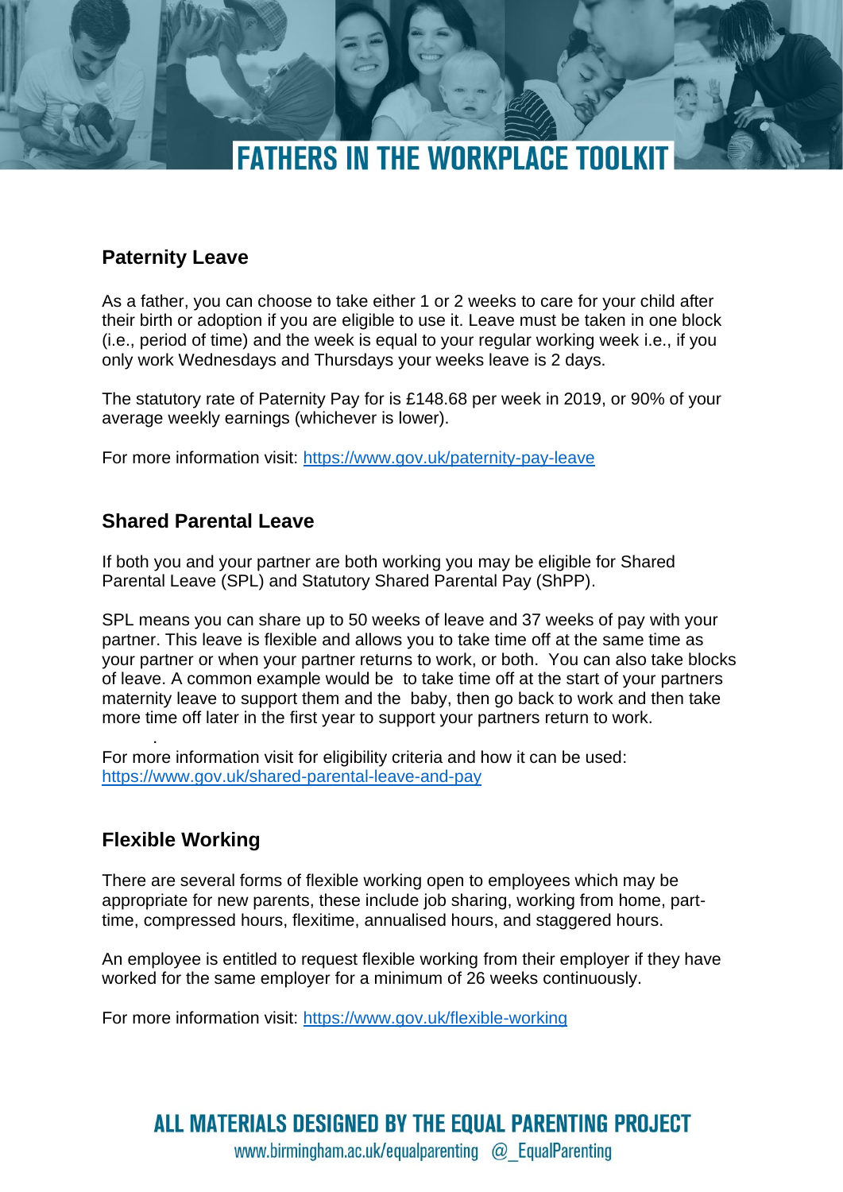# FATHERS IN THE WORKPLACE TOOLKIT

## Paternity Leave

As a father, you can choose to take either 1 or 2 weeks to care for your child after their birth or adoption if you are eligible to use it. Leave must be taken in one block (i.e., period of time) and the week is equal to your regular working week i.e., if you only work Wednesdays and Thursdays your weeks leave is 2 days.

The statutory rate of Paternity Pay for is £148.68 per week in 2019, or 90% of your average weekly earnings (whichever is lower).

For more information visit: [https://www.gov.uk/paternity-pay-leave](https://www.gov.uk/paternity-pay-leave)

## Shared Parental Leave

If both you and your partner are both working you may be eligible for Shared Parental Leave (SPL) and Statutory Shared Parental Pay (ShPP).

SPL means you can share up to 50 weeks of leave and 37 weeks of pay with your partner. This leave is flexible and allows you to take time off at the same time as your partner or when your partner returns to work, or both. You can also take blocks of leave. A common example would be to take time off at the start of your partners maternity leave to support them and the baby, then go back to work and then take more time off later in the first year to support your partners return to work.

For more information visit for eligibility criteria and how it can be used: [https://www.gov.uk/shared-parental-leave-and-pay](https://www.gov.uk/shared-parental-leave-and-pay)

## Flexible Working

There are several forms of flexible working open to employees which may be appropriate for new parents, these include job sharing, working from home, part-time, compressed hours, flexitime, annualised hours, and staggered hours.

An employee is entitled to request flexible working from their employer if they have worked for the same employer for a minimum of 26 weeks continuously.

For more information visit: [https://www.gov.uk/flexible-working](https://www.gov.uk/flexible-working)

ALL MATERIALS DESIGNED BY THE EQUAL PARENTING PROJECT

www.birmingham.ac.uk/equalparenting @_EqualParenting